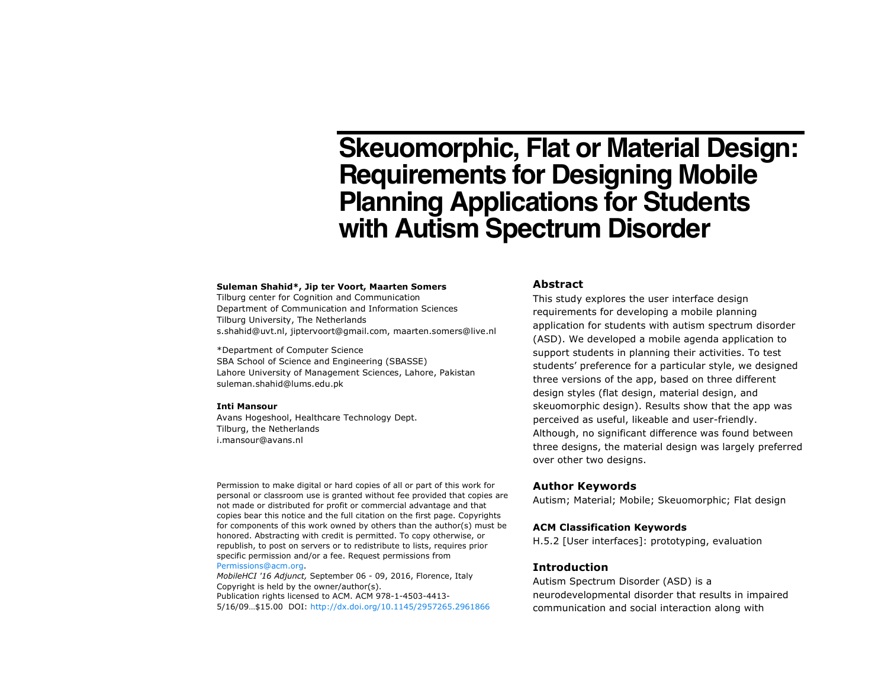# Skeuomorphic, Flat or Material Design: Requirements for Designing Mobile Planning Applications for Students with Autism Spectrum Disorder

**Suleman Shahid*, Jip ter Voort, Maarten Somers**
Tilburg center for Cognition and Communication
Department of Communication and Information Sciences
Tilburg University, The Netherlands
s.shahid@uvt.nl, jiptervoort@gmail.com, maarten.somers@live.nl

*Department of Computer Science
SBA School of Science and Engineering (SBASSE)
Lahore University of Management Sciences, Lahore, Pakistan
suleman.shahid@lums.edu.pk

**Inti Mansour**
Avans Hogeshool, Healthcare Technology Dept.
Tilburg, the Netherlands
i.mansour@avans.nl

Permission to make digital or hard copies of all or part of this work for personal or classroom use is granted without fee provided that copies are not made or distributed for profit or commercial advantage and that copies bear this notice and the full citation on the first page. Copyrights for components of this work owned by others than the author(s) must be honored. Abstracting with credit is permitted. To copy otherwise, or republish, to post on servers or to redistribute to lists, requires prior specific permission and/or a fee. Request permissions from Permissions@acm.org.
*MobileHCI '16 Adjunct,* September 06 - 09, 2016, Florence, Italy
Copyright is held by the owner/author(s).
Publication rights licensed to ACM. ACM 978-1-4503-4413-5/16/09…$15.00 DOI: http://dx.doi.org/10.1145/2957265.2961866

## Abstract

This study explores the user interface design requirements for developing a mobile planning application for students with autism spectrum disorder (ASD). We developed a mobile agenda application to support students in planning their activities. To test students' preference for a particular style, we designed three versions of the app, based on three different design styles (flat design, material design, and skeuomorphic design). Results show that the app was perceived as useful, likeable and user-friendly. Although, no significant difference was found between three designs, the material design was largely preferred over other two designs.

## Author Keywords

Autism; Material; Mobile; Skeuomorphic; Flat design

## ACM Classification Keywords

H.5.2 [User interfaces]: prototyping, evaluation

## Introduction

Autism Spectrum Disorder (ASD) is a neurodevelopmental disorder that results in impaired communication and social interaction along with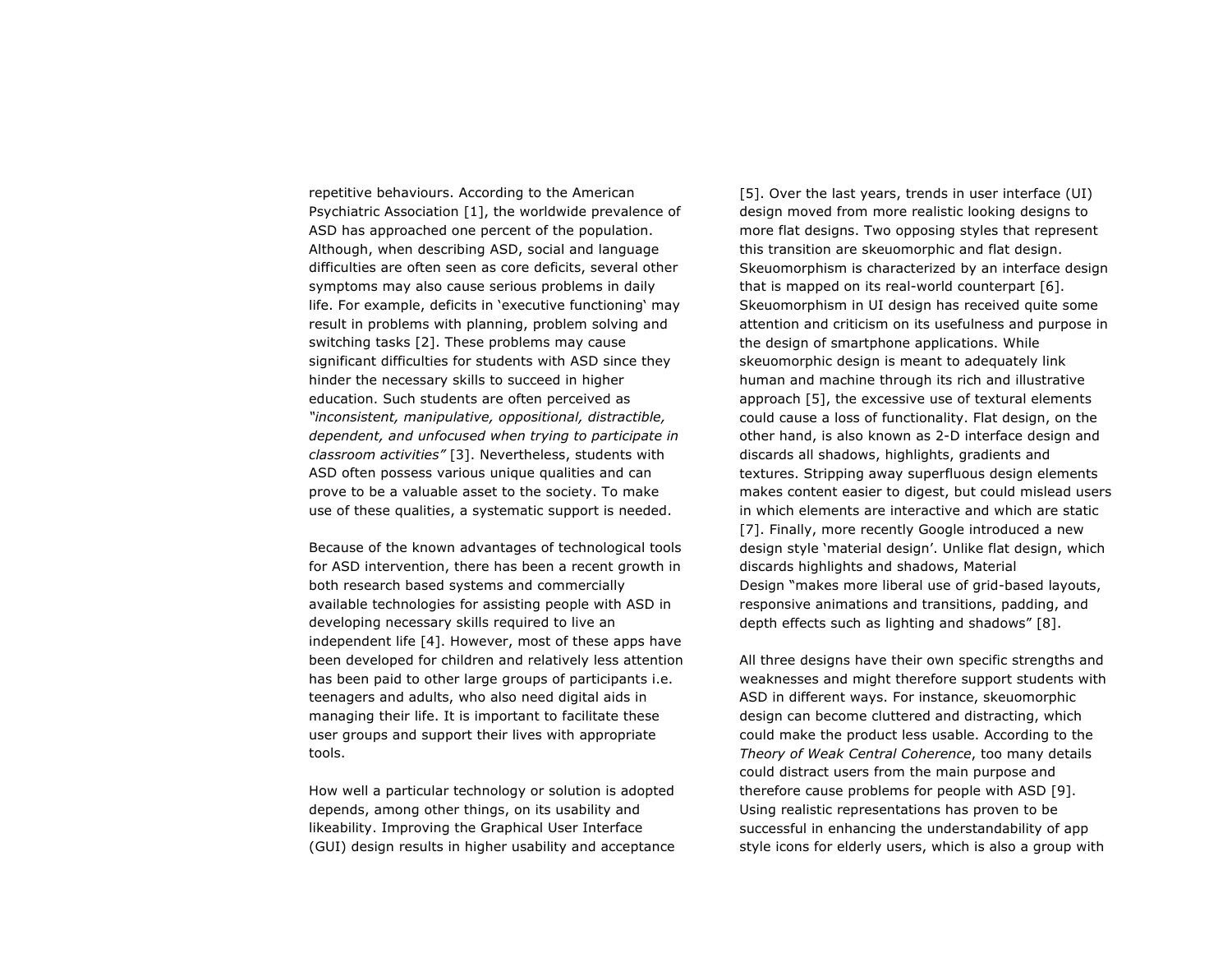repetitive behaviours. According to the American Psychiatric Association [1], the worldwide prevalence of ASD has approached one percent of the population. Although, when describing ASD, social and language difficulties are often seen as core deficits, several other symptoms may also cause serious problems in daily life. For example, deficits in 'executive functioning' may result in problems with planning, problem solving and switching tasks [2]. These problems may cause significant difficulties for students with ASD since they hinder the necessary skills to succeed in higher education. Such students are often perceived as *"inconsistent, manipulative, oppositional, distractible, dependent, and unfocused when trying to participate in classroom activities"* [3]. Nevertheless, students with ASD often possess various unique qualities and can prove to be a valuable asset to the society. To make use of these qualities, a systematic support is needed.

Because of the known advantages of technological tools for ASD intervention, there has been a recent growth in both research based systems and commercially available technologies for assisting people with ASD in developing necessary skills required to live an independent life [4]. However, most of these apps have been developed for children and relatively less attention has been paid to other large groups of participants i.e. teenagers and adults, who also need digital aids in managing their life. It is important to facilitate these user groups and support their lives with appropriate tools.

How well a particular technology or solution is adopted depends, among other things, on its usability and likeability. Improving the Graphical User Interface (GUI) design results in higher usability and acceptance [5]. Over the last years, trends in user interface (UI) design moved from more realistic looking designs to more flat designs. Two opposing styles that represent this transition are skeuomorphic and flat design. Skeuomorphism is characterized by an interface design that is mapped on its real-world counterpart [6]. Skeuomorphism in UI design has received quite some attention and criticism on its usefulness and purpose in the design of smartphone applications. While skeuomorphic design is meant to adequately link human and machine through its rich and illustrative approach [5], the excessive use of textural elements could cause a loss of functionality. Flat design, on the other hand, is also known as 2-D interface design and discards all shadows, highlights, gradients and textures. Stripping away superfluous design elements makes content easier to digest, but could mislead users in which elements are interactive and which are static [7]. Finally, more recently Google introduced a new design style 'material design'. Unlike flat design, which discards highlights and shadows, Material Design "makes more liberal use of grid-based layouts, responsive animations and transitions, padding, and depth effects such as lighting and shadows" [8].

All three designs have their own specific strengths and weaknesses and might therefore support students with ASD in different ways. For instance, skeuomorphic design can become cluttered and distracting, which could make the product less usable. According to the *Theory of Weak Central Coherence*, too many details could distract users from the main purpose and therefore cause problems for people with ASD [9]. Using realistic representations has proven to be successful in enhancing the understandability of app style icons for elderly users, which is also a group with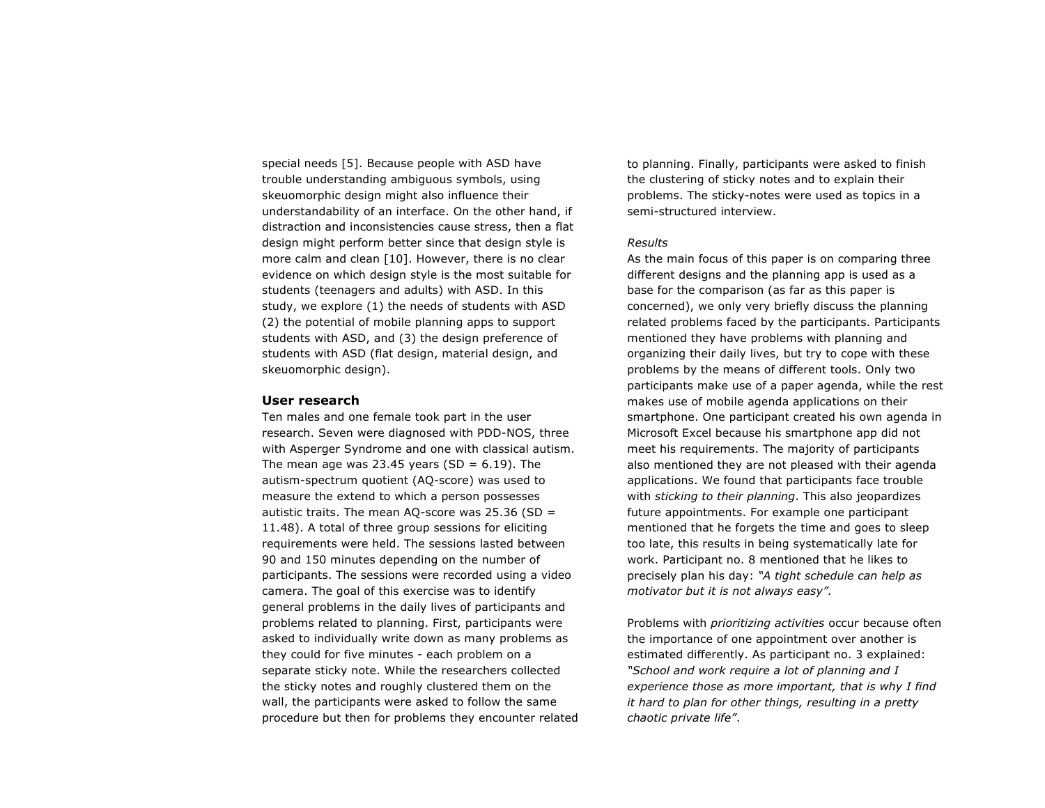special needs [5]. Because people with ASD have trouble understanding ambiguous symbols, using skeuomorphic design might also influence their understandability of an interface. On the other hand, if distraction and inconsistencies cause stress, then a flat design might perform better since that design style is more calm and clean [10]. However, there is no clear evidence on which design style is the most suitable for students (teenagers and adults) with ASD. In this study, we explore (1) the needs of students with ASD (2) the potential of mobile planning apps to support students with ASD, and (3) the design preference of students with ASD (flat design, material design, and skeuomorphic design).

## User research

Ten males and one female took part in the user research. Seven were diagnosed with PDD-NOS, three with Asperger Syndrome and one with classical autism. The mean age was 23.45 years (SD = 6.19). The autism-spectrum quotient (AQ-score) was used to measure the extend to which a person possesses autistic traits. The mean AQ-score was 25.36 (SD = 11.48). A total of three group sessions for eliciting requirements were held. The sessions lasted between 90 and 150 minutes depending on the number of participants. The sessions were recorded using a video camera. The goal of this exercise was to identify general problems in the daily lives of participants and problems related to planning. First, participants were asked to individually write down as many problems as they could for five minutes - each problem on a separate sticky note. While the researchers collected the sticky notes and roughly clustered them on the wall, the participants were asked to follow the same procedure but then for problems they encounter related to planning. Finally, participants were asked to finish the clustering of sticky notes and to explain their problems. The sticky-notes were used as topics in a semi-structured interview.

*Results*

As the main focus of this paper is on comparing three different designs and the planning app is used as a base for the comparison (as far as this paper is concerned), we only very briefly discuss the planning related problems faced by the participants. Participants mentioned they have problems with planning and organizing their daily lives, but try to cope with these problems by the means of different tools. Only two participants make use of a paper agenda, while the rest makes use of mobile agenda applications on their smartphone. One participant created his own agenda in Microsoft Excel because his smartphone app did not meet his requirements. The majority of participants also mentioned they are not pleased with their agenda applications. We found that participants face trouble with *sticking to their planning*. This also jeopardizes future appointments. For example one participant mentioned that he forgets the time and goes to sleep too late, this results in being systematically late for work. Participant no. 8 mentioned that he likes to precisely plan his day: *"A tight schedule can help as motivator but it is not always easy".*

Problems with *prioritizing activities* occur because often the importance of one appointment over another is estimated differently. As participant no. 3 explained: *"School and work require a lot of planning and I experience those as more important, that is why I find it hard to plan for other things, resulting in a pretty chaotic private life"*.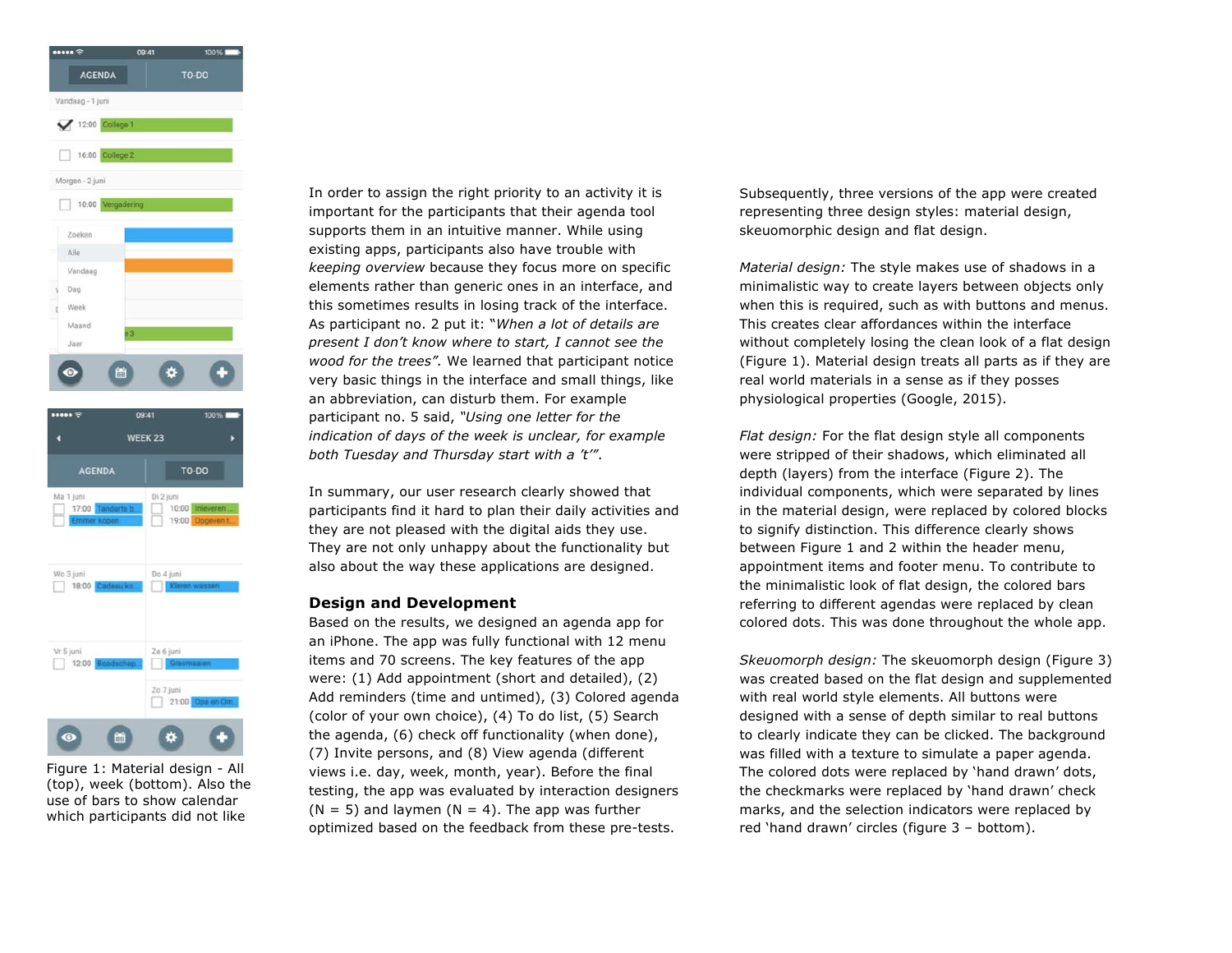Figure 1: Material design - All (top), week (bottom). Also the use of bars to show calendar which participants did not like

In order to assign the right priority to an activity it is important for the participants that their agenda tool supports them in an intuitive manner. While using existing apps, participants also have trouble with *keeping overview* because they focus more on specific elements rather than generic ones in an interface, and this sometimes results in losing track of the interface. As participant no. 2 put it: *"When a lot of details are present I don't know where to start, I cannot see the wood for the trees"*. We learned that participant notice very basic things in the interface and small things, like an abbreviation, can disturb them. For example participant no. 5 said, *"Using one letter for the indication of days of the week is unclear, for example both Tuesday and Thursday start with a 't'"*.

In summary, our user research clearly showed that participants find it hard to plan their daily activities and they are not pleased with the digital aids they use. They are not only unhappy about the functionality but also about the way these applications are designed.

## Design and Development

Based on the results, we designed an agenda app for an iPhone. The app was fully functional with 12 menu items and 70 screens. The key features of the app were: (1) Add appointment (short and detailed), (2) Add reminders (time and untimed), (3) Colored agenda (color of your own choice), (4) To do list, (5) Search the agenda, (6) check off functionality (when done), (7) Invite persons, and (8) View agenda (different views i.e. day, week, month, year). Before the final testing, the app was evaluated by interaction designers (N = 5) and laymen (N = 4). The app was further optimized based on the feedback from these pre-tests.

Subsequently, three versions of the app were created representing three design styles: material design, skeuomorphic design and flat design.

*Material design:* The style makes use of shadows in a minimalistic way to create layers between objects only when this is required, such as with buttons and menus. This creates clear affordances within the interface without completely losing the clean look of a flat design (Figure 1). Material design treats all parts as if they are real world materials in a sense as if they posses physiological properties (Google, 2015).

*Flat design:* For the flat design style all components were stripped of their shadows, which eliminated all depth (layers) from the interface (Figure 2). The individual components, which were separated by lines in the material design, were replaced by colored blocks to signify distinction. This difference clearly shows between Figure 1 and 2 within the header menu, appointment items and footer menu. To contribute to the minimalistic look of flat design, the colored bars referring to different agendas were replaced by clean colored dots. This was done throughout the whole app.

*Skeuomorph design:* The skeuomorph design (Figure 3) was created based on the flat design and supplemented with real world style elements. All buttons were designed with a sense of depth similar to real buttons to clearly indicate they can be clicked. The background was filled with a texture to simulate a paper agenda. The colored dots were replaced by 'hand drawn' dots, the checkmarks were replaced by 'hand drawn' check marks, and the selection indicators were replaced by red 'hand drawn' circles (figure 3 – bottom).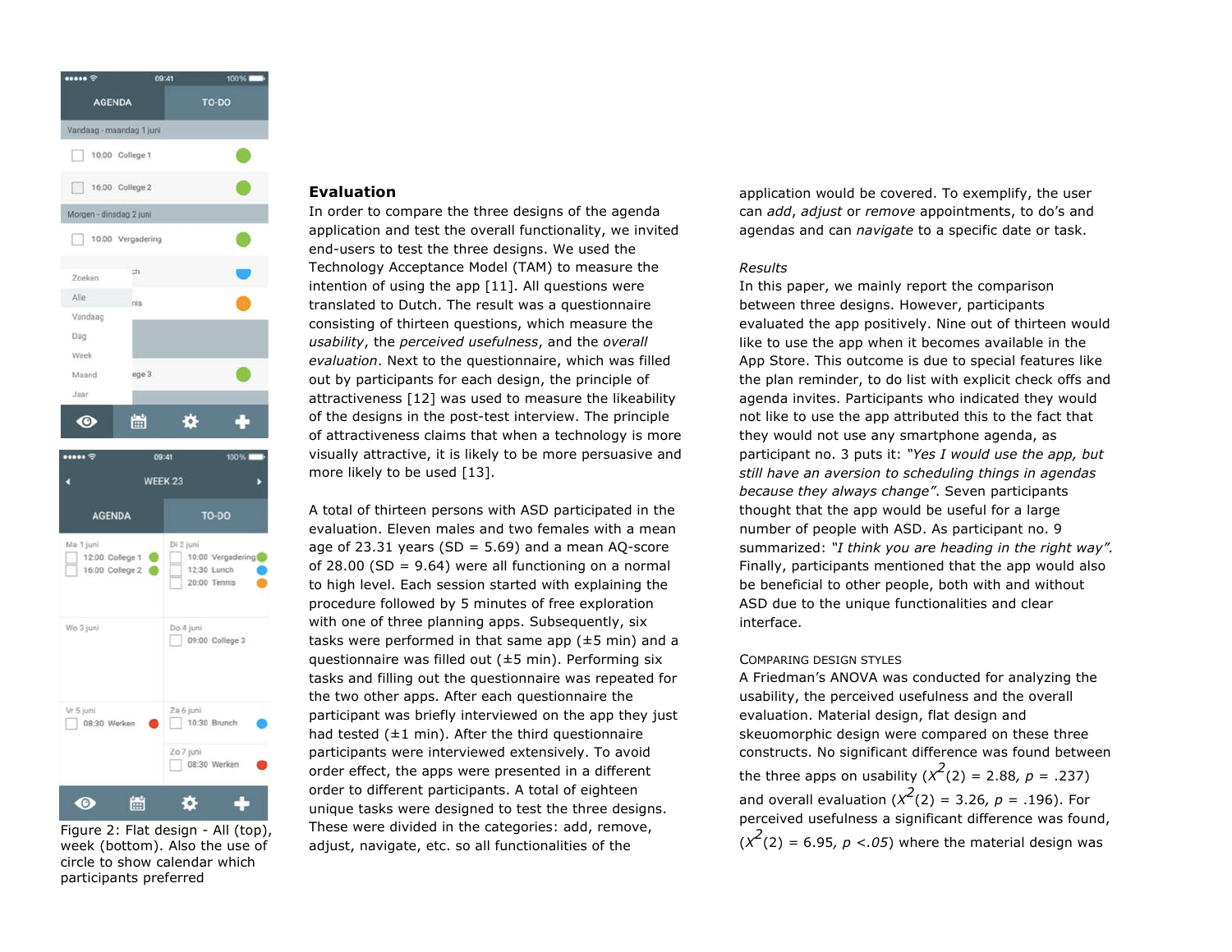Figure 2: Flat design - All (top), week (bottom). Also the use of circle to show calendar which participants preferred

## Evaluation

In order to compare the three designs of the agenda application and test the overall functionality, we invited end-users to test the three designs. We used the Technology Acceptance Model (TAM) to measure the intention of using the app [11]. All questions were translated to Dutch. The result was a questionnaire consisting of thirteen questions, which measure the *usability*, the *perceived usefulness*, and the *overall evaluation*. Next to the questionnaire, which was filled out by participants for each design, the principle of attractiveness [12] was used to measure the likeability of the designs in the post-test interview. The principle of attractiveness claims that when a technology is more visually attractive, it is likely to be more persuasive and more likely to be used [13].

A total of thirteen persons with ASD participated in the evaluation. Eleven males and two females with a mean age of 23.31 years (SD = 5.69) and a mean AQ-score of 28.00 (SD = 9.64) were all functioning on a normal to high level. Each session started with explaining the procedure followed by 5 minutes of free exploration with one of three planning apps. Subsequently, six tasks were performed in that same app (±5 min) and a questionnaire was filled out (±5 min). Performing six tasks and filling out the questionnaire was repeated for the two other apps. After each questionnaire the participant was briefly interviewed on the app they just had tested (±1 min). After the third questionnaire participants were interviewed extensively. To avoid order effect, the apps were presented in a different order to different participants. A total of eighteen unique tasks were designed to test the three designs. These were divided in the categories: add, remove, adjust, navigate, etc. so all functionalities of the application would be covered. To exemplify, the user can *add*, *adjust* or *remove* appointments, to do's and agendas and can *navigate* to a specific date or task.

*Results*

In this paper, we mainly report the comparison between three designs. However, participants evaluated the app positively. Nine out of thirteen would like to use the app when it becomes available in the App Store. This outcome is due to special features like the plan reminder, to do list with explicit check offs and agenda invites. Participants who indicated they would not like to use the app attributed this to the fact that they would not use any smartphone agenda, as participant no. 3 puts it: *"Yes I would use the app, but still have an aversion to scheduling things in agendas because they always change"*. Seven participants thought that the app would be useful for a large number of people with ASD. As participant no. 9 summarized: *"I think you are heading in the right way"*. Finally, participants mentioned that the app would also be beneficial to other people, both with and without ASD due to the unique functionalities and clear interface.

### Comparing Design Styles

A Friedman's ANOVA was conducted for analyzing the usability, the perceived usefulness and the overall evaluation. Material design, flat design and skeuomorphic design were compared on these three constructs. No significant difference was found between the three apps on usability ($X^2(2) = 2.88$, $p = .237$) and overall evaluation ($X^2(2) = 3.26$, $p = .196$). For perceived usefulness a significant difference was found, ($X^2(2) = 6.95$, $p < .05$) where the material design was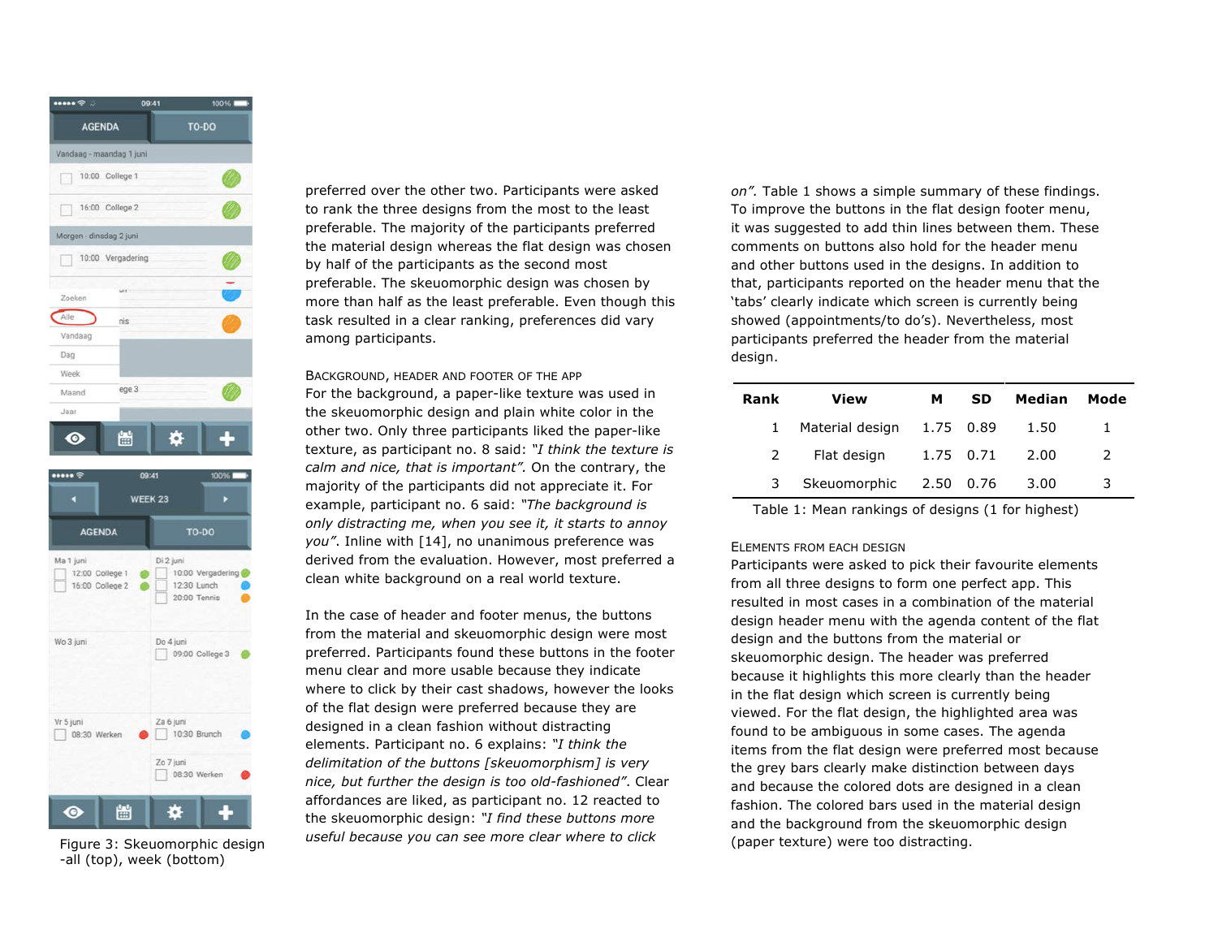Figure 3: Skeuomorphic design -all (top), week (bottom)

preferred over the other two. Participants were asked to rank the three designs from the most to the least preferable. The majority of the participants preferred the material design whereas the flat design was chosen by half of the participants as the second most preferable. The skeuomorphic design was chosen by more than half as the least preferable. Even though this task resulted in a clear ranking, preferences did vary among participants.

### Background, header and footer of the app

For the background, a paper-like texture was used in the skeuomorphic design and plain white color in the other two. Only three participants liked the paper-like texture, as participant no. 8 said: *"I think the texture is calm and nice, that is important"*. On the contrary, the majority of the participants did not appreciate it. For example, participant no. 6 said: *"The background is only distracting me, when you see it, it starts to annoy you"*. Inline with [14], no unanimous preference was derived from the evaluation. However, most preferred a clean white background on a real world texture.

In the case of header and footer menus, the buttons from the material and skeuomorphic design were most preferred. Participants found these buttons in the footer menu clear and more usable because they indicate where to click by their cast shadows, however the looks of the flat design were preferred because they are designed in a clean fashion without distracting elements. Participant no. 6 explains: *"I think the delimitation of the buttons [skeuomorphism] is very nice, but further the design is too old-fashioned"*. Clear affordances are liked, as participant no. 12 reacted to the skeuomorphic design: *"I find these buttons more useful because you can see more clear where to click on"*. Table 1 shows a simple summary of these findings. To improve the buttons in the flat design footer menu, it was suggested to add thin lines between them. These comments on buttons also hold for the header menu and other buttons used in the designs. In addition to that, participants reported on the header menu that the 'tabs' clearly indicate which screen is currently being showed (appointments/to do's). Nevertheless, most participants preferred the header from the material design.

| Rank | View | M | SD | Median | Mode |
|---|---|---|---|---|---|
| 1 | Material design | 1.75 | 0.89 | 1.50 | 1 |
| 2 | Flat design | 1.75 | 0.71 | 2.00 | 2 |
| 3 | Skeuomorphic | 2.50 | 0.76 | 3.00 | 3 |

Table 1: Mean rankings of designs (1 for highest)

### Elements from each design

Participants were asked to pick their favourite elements from all three designs to form one perfect app. This resulted in most cases in a combination of the material design header menu with the agenda content of the flat design and the buttons from the material or skeuomorphic design. The header was preferred because it highlights this more clearly than the header in the flat design which screen is currently being viewed. For the flat design, the highlighted area was found to be ambiguous in some cases. The agenda items from the flat design were preferred most because the grey bars clearly make distinction between days and because the colored dots are designed in a clean fashion. The colored bars used in the material design and the background from the skeuomorphic design (paper texture) were too distracting.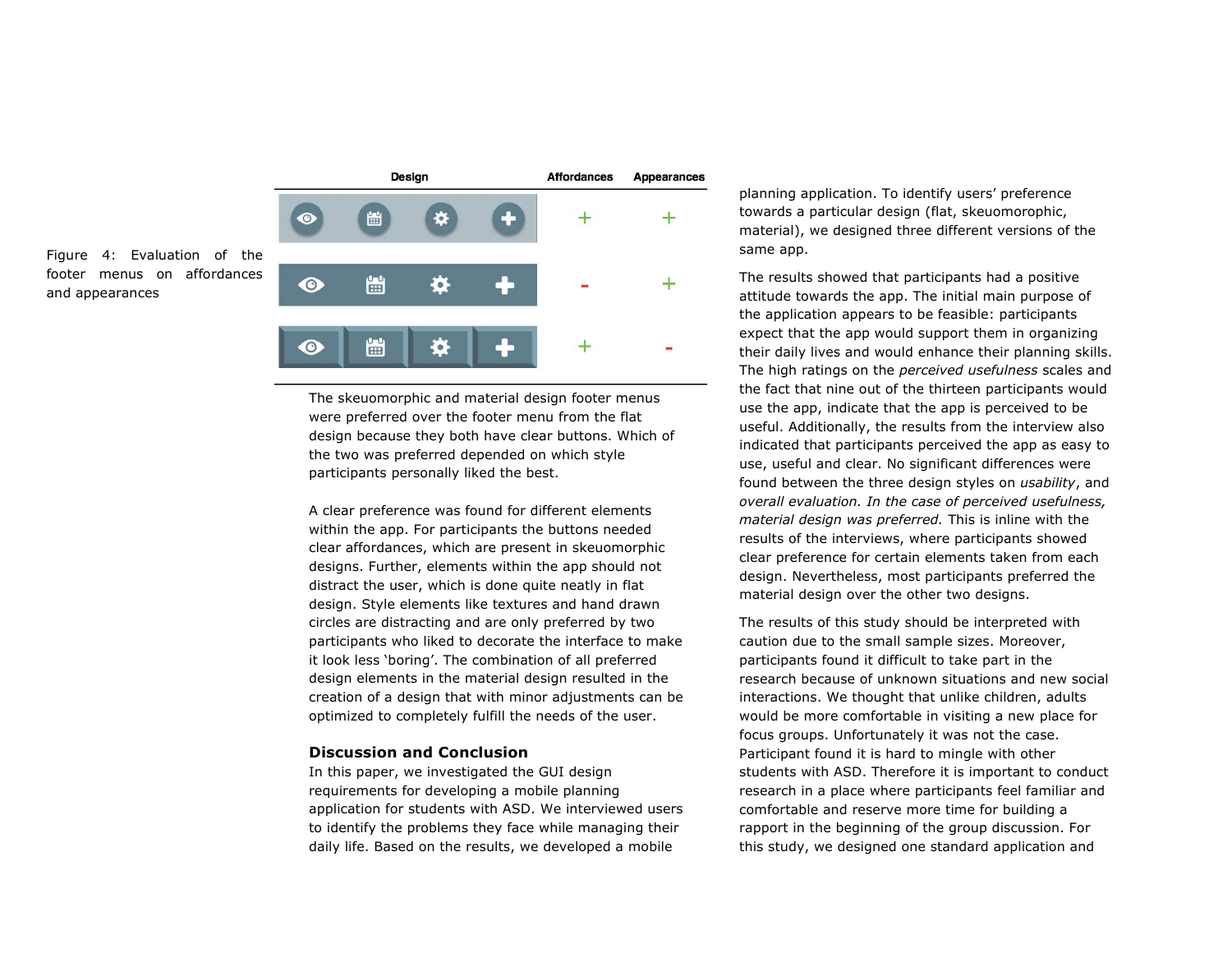| Design | Affordances | Appearances |
|---|---|---|
| (flat design footer menu) | + | + |
| (material design footer menu) | - | + |
| (skeuomorphic design footer menu) | + | - |

Figure 4: Evaluation of the footer menus on affordances and appearances

The skeuomorphic and material design footer menus were preferred over the footer menu from the flat design because they both have clear buttons. Which of the two was preferred depended on which style participants personally liked the best.

A clear preference was found for different elements within the app. For participants the buttons needed clear affordances, which are present in skeuomorphic designs. Further, elements within the app should not distract the user, which is done quite neatly in flat design. Style elements like textures and hand drawn circles are distracting and are only preferred by two participants who liked to decorate the interface to make it look less 'boring'. The combination of all preferred design elements in the material design resulted in the creation of a design that with minor adjustments can be optimized to completely fulfill the needs of the user.

## Discussion and Conclusion

In this paper, we investigated the GUI design requirements for developing a mobile planning application for students with ASD. We interviewed users to identify the problems they face while managing their daily life. Based on the results, we developed a mobile planning application. To identify users' preference towards a particular design (flat, skeuomorphic, material), we designed three different versions of the same app.

The results showed that participants had a positive attitude towards the app. The initial main purpose of the application appears to be feasible: participants expect that the app would support them in organizing their daily lives and would enhance their planning skills. The high ratings on the *perceived usefulness* scales and the fact that nine out of the thirteen participants would use the app, indicate that the app is perceived to be useful. Additionally, the results from the interview also indicated that participants perceived the app as easy to use, useful and clear. No significant differences were found between the three design styles on *usability*, and *overall evaluation. In the case of perceived usefulness, material design was preferred.* This is inline with the results of the interviews, where participants showed clear preference for certain elements taken from each design. Nevertheless, most participants preferred the material design over the other two designs.

The results of this study should be interpreted with caution due to the small sample sizes. Moreover, participants found it difficult to take part in the research because of unknown situations and new social interactions. We thought that unlike children, adults would be more comfortable in visiting a new place for focus groups. Unfortunately it was not the case. Participant found it is hard to mingle with other students with ASD. Therefore it is important to conduct research in a place where participants feel familiar and comfortable and reserve more time for building a rapport in the beginning of the group discussion. For this study, we designed one standard application and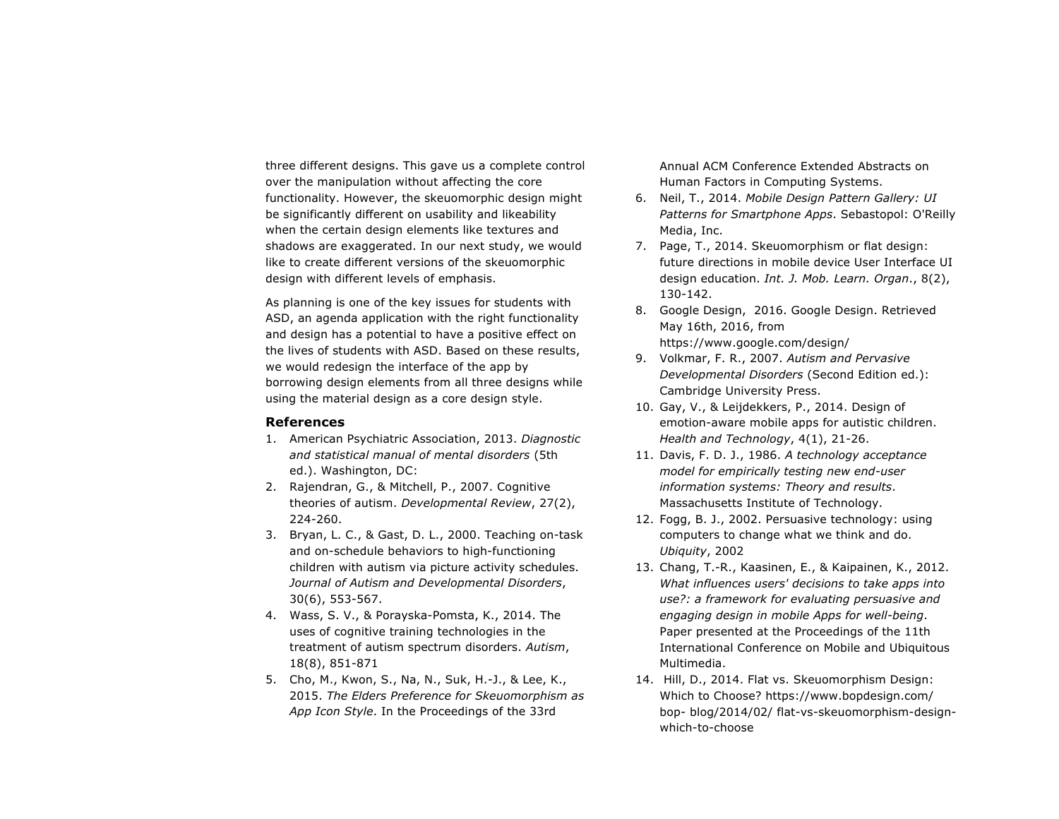three different designs. This gave us a complete control over the manipulation without affecting the core functionality. However, the skeuomorphic design might be significantly different on usability and likeability when the certain design elements like textures and shadows are exaggerated. In our next study, we would like to create different versions of the skeuomorphic design with different levels of emphasis.

As planning is one of the key issues for students with ASD, an agenda application with the right functionality and design has a potential to have a positive effect on the lives of students with ASD. Based on these results, we would redesign the interface of the app by borrowing design elements from all three designs while using the material design as a core design style.

### References

1. American Psychiatric Association, 2013. *Diagnostic and statistical manual of mental disorders* (5th ed.). Washington, DC:
2. Rajendran, G., & Mitchell, P., 2007. Cognitive theories of autism. *Developmental Review*, 27(2), 224-260.
3. Bryan, L. C., & Gast, D. L., 2000. Teaching on-task and on-schedule behaviors to high-functioning children with autism via picture activity schedules. *Journal of Autism and Developmental Disorders*, 30(6), 553-567.
4. Wass, S. V., & Porayska-Pomsta, K., 2014. The uses of cognitive training technologies in the treatment of autism spectrum disorders. *Autism*, 18(8), 851-871
5. Cho, M., Kwon, S., Na, N., Suk, H.-J., & Lee, K., 2015. *The Elders Preference for Skeuomorphism as App Icon Style*. In the Proceedings of the 33rd Annual ACM Conference Extended Abstracts on Human Factors in Computing Systems.
6. Neil, T., 2014. *Mobile Design Pattern Gallery: UI Patterns for Smartphone Apps*. Sebastopol: O'Reilly Media, Inc.
7. Page, T., 2014. Skeuomorphism or flat design: future directions in mobile device User Interface UI design education. *Int. J. Mob. Learn. Organ.*, 8(2), 130-142.
8. Google Design, 2016. Google Design. Retrieved May 16th, 2016, from https://www.google.com/design/
9. Volkmar, F. R., 2007. *Autism and Pervasive Developmental Disorders* (Second Edition ed.): Cambridge University Press.
10. Gay, V., & Leijdekkers, P., 2014. Design of emotion-aware mobile apps for autistic children. *Health and Technology*, 4(1), 21-26.
11. Davis, F. D. J., 1986. *A technology acceptance model for empirically testing new end-user information systems: Theory and results*. Massachusetts Institute of Technology.
12. Fogg, B. J., 2002. Persuasive technology: using computers to change what we think and do. *Ubiquity*, 2002
13. Chang, T.-R., Kaasinen, E., & Kaipainen, K., 2012. *What influences users' decisions to take apps into use?: a framework for evaluating persuasive and engaging design in mobile Apps for well-being*. Paper presented at the Proceedings of the 11th International Conference on Mobile and Ubiquitous Multimedia.
14. Hill, D., 2014. Flat vs. Skeuomorphism Design: Which to Choose? https://www.bopdesign.com/ bop- blog/2014/02/ flat-vs-skeuomorphism-design-which-to-choose